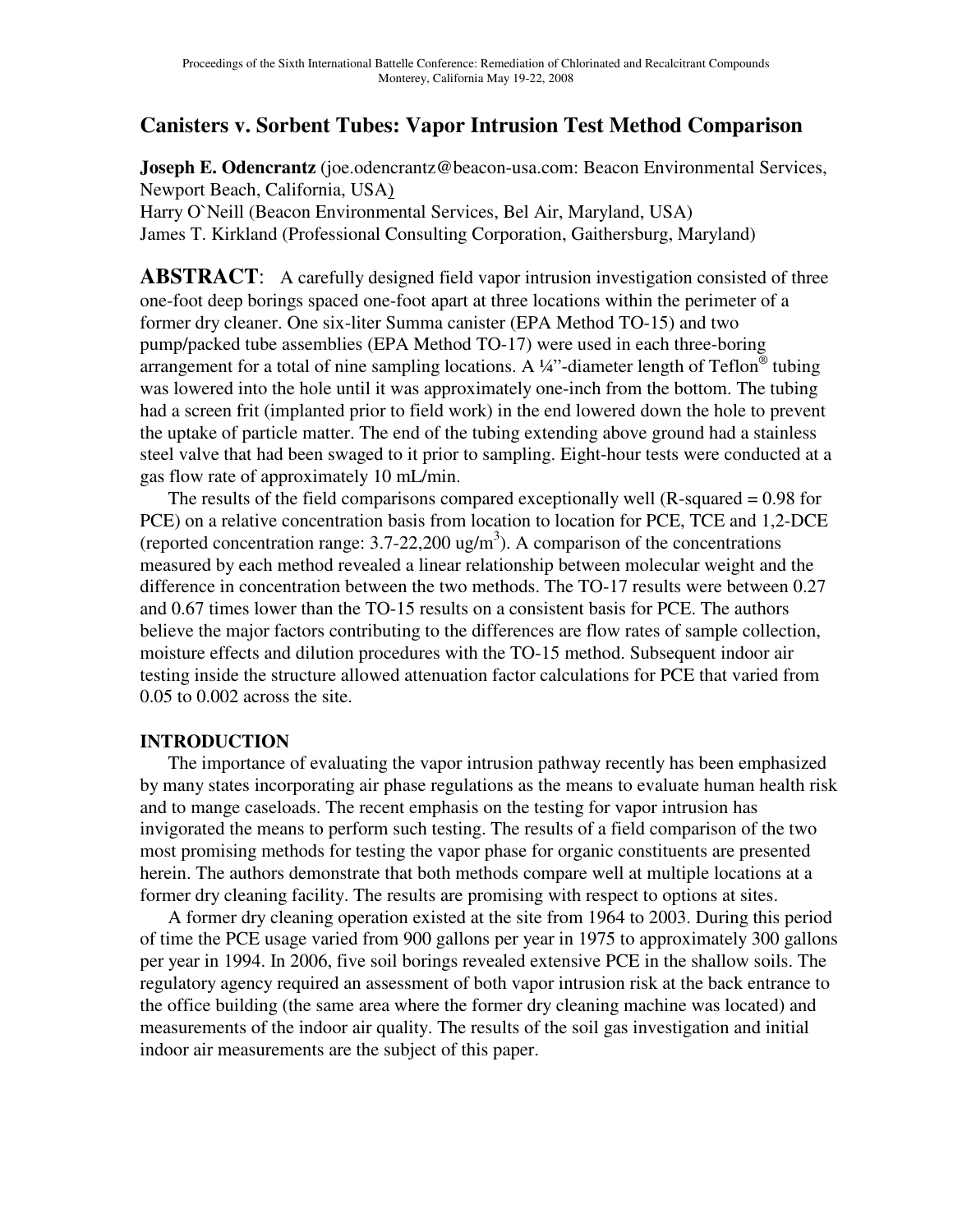# Canisters v. Sorbent Tubes: Vapor Intrusion Test Method Comparison

**Joseph E. Odencrantz** (joe.odencrantz@beacon-usa.com: Beacon Environmental Services, Newport Beach, California, USA)
Harry O`Neill (Beacon Environmental Services, Bel Air, Maryland, USA)
James T. Kirkland (Professional Consulting Corporation, Gaithersburg, Maryland)

**ABSTRACT**: A carefully designed field vapor intrusion investigation consisted of three one-foot deep borings spaced one-foot apart at three locations within the perimeter of a former dry cleaner. One six-liter Summa canister (EPA Method TO-15) and two pump/packed tube assemblies (EPA Method TO-17) were used in each three-boring arrangement for a total of nine sampling locations. A ¼"-diameter length of Teflon® tubing was lowered into the hole until it was approximately one-inch from the bottom. The tubing had a screen frit (implanted prior to field work) in the end lowered down the hole to prevent the uptake of particle matter. The end of the tubing extending above ground had a stainless steel valve that had been swaged to it prior to sampling. Eight-hour tests were conducted at a gas flow rate of approximately 10 mL/min.

The results of the field comparisons compared exceptionally well (R-squared = 0.98 for PCE) on a relative concentration basis from location to location for PCE, TCE and 1,2-DCE (reported concentration range: 3.7-22,200 ug/m$^3$). A comparison of the concentrations measured by each method revealed a linear relationship between molecular weight and the difference in concentration between the two methods. The TO-17 results were between 0.27 and 0.67 times lower than the TO-15 results on a consistent basis for PCE. The authors believe the major factors contributing to the differences are flow rates of sample collection, moisture effects and dilution procedures with the TO-15 method. Subsequent indoor air testing inside the structure allowed attenuation factor calculations for PCE that varied from 0.05 to 0.002 across the site.

## INTRODUCTION

The importance of evaluating the vapor intrusion pathway recently has been emphasized by many states incorporating air phase regulations as the means to evaluate human health risk and to mange caseloads. The recent emphasis on the testing for vapor intrusion has invigorated the means to perform such testing. The results of a field comparison of the two most promising methods for testing the vapor phase for organic constituents are presented herein. The authors demonstrate that both methods compare well at multiple locations at a former dry cleaning facility. The results are promising with respect to options at sites.

A former dry cleaning operation existed at the site from 1964 to 2003. During this period of time the PCE usage varied from 900 gallons per year in 1975 to approximately 300 gallons per year in 1994. In 2006, five soil borings revealed extensive PCE in the shallow soils. The regulatory agency required an assessment of both vapor intrusion risk at the back entrance to the office building (the same area where the former dry cleaning machine was located) and measurements of the indoor air quality. The results of the soil gas investigation and initial indoor air measurements are the subject of this paper.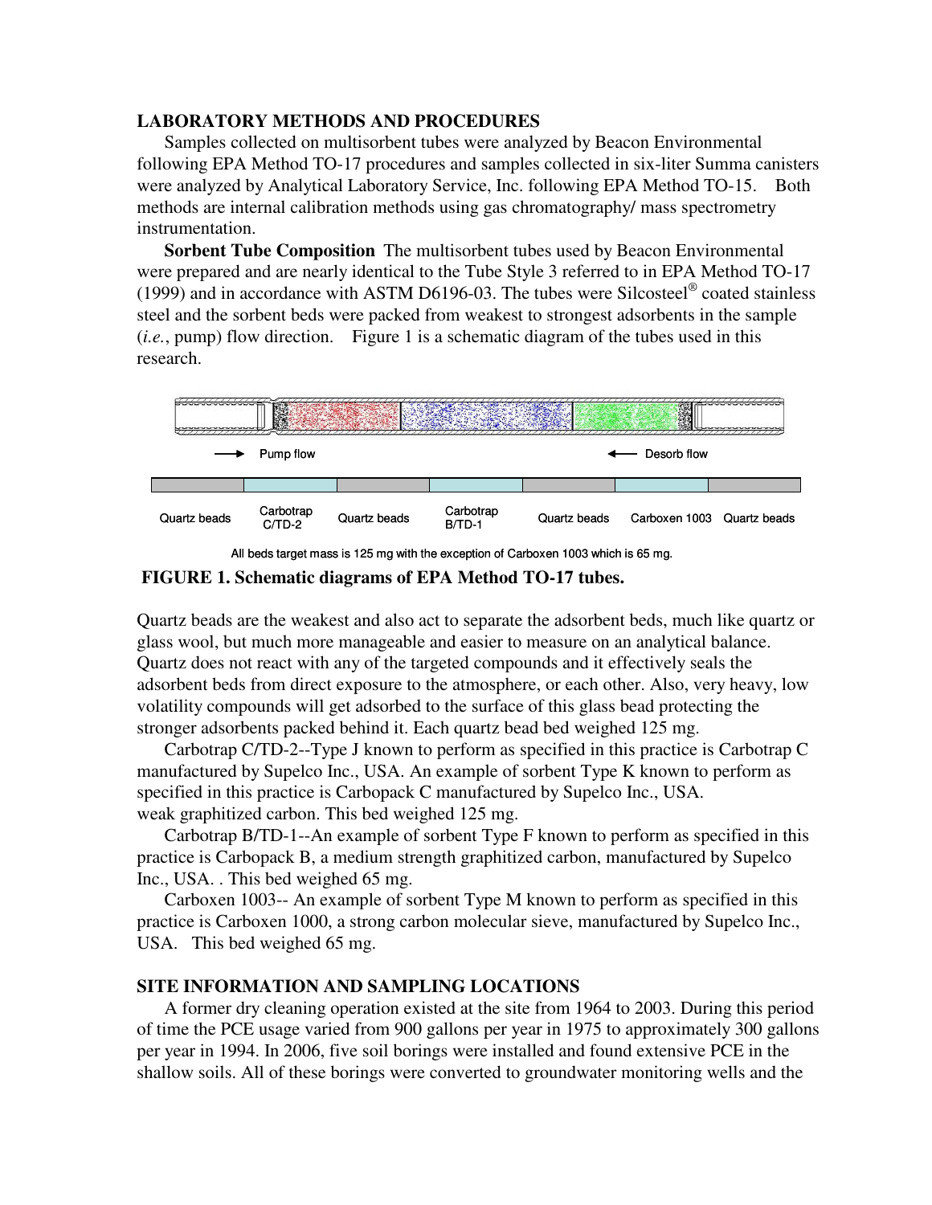## LABORATORY METHODS AND PROCEDURES

Samples collected on multisorbent tubes were analyzed by Beacon Environmental following EPA Method TO-17 procedures and samples collected in six-liter Summa canisters were analyzed by Analytical Laboratory Service, Inc. following EPA Method TO-15. Both methods are internal calibration methods using gas chromatography/ mass spectrometry instrumentation.

**Sorbent Tube Composition** The multisorbent tubes used by Beacon Environmental were prepared and are nearly identical to the Tube Style 3 referred to in EPA Method TO-17 (1999) and in accordance with ASTM D6196-03. The tubes were Silcosteel® coated stainless steel and the sorbent beds were packed from weakest to strongest adsorbents in the sample (*i.e.*, pump) flow direction. Figure 1 is a schematic diagram of the tubes used in this research.

Pump flow

Desorb flow

Quartz beads

Carbotrap C/TD-2

Quartz beads

Carbotrap B/TD-1

Quartz beads

Carboxen 1003

Quartz beads

All beds target mass is 125 mg with the exception of Carboxen 1003 which is 65 mg.

**FIGURE 1. Schematic diagrams of EPA Method TO-17 tubes.**

Quartz beads are the weakest and also act to separate the adsorbent beds, much like quartz or glass wool, but much more manageable and easier to measure on an analytical balance. Quartz does not react with any of the targeted compounds and it effectively seals the adsorbent beds from direct exposure to the atmosphere, or each other. Also, very heavy, low volatility compounds will get adsorbed to the surface of this glass bead protecting the stronger adsorbents packed behind it. Each quartz bead bed weighed 125 mg.

Carbotrap C/TD-2--Type J known to perform as specified in this practice is Carbotrap C manufactured by Supelco Inc., USA. An example of sorbent Type K known to perform as specified in this practice is Carbopack C manufactured by Supelco Inc., USA. weak graphitized carbon. This bed weighed 125 mg.

Carbotrap B/TD-1--An example of sorbent Type F known to perform as specified in this practice is Carbopack B, a medium strength graphitized carbon, manufactured by Supelco Inc., USA. . This bed weighed 65 mg.

Carboxen 1003-- An example of sorbent Type M known to perform as specified in this practice is Carboxen 1000, a strong carbon molecular sieve, manufactured by Supelco Inc., USA. This bed weighed 65 mg.

## SITE INFORMATION AND SAMPLING LOCATIONS

A former dry cleaning operation existed at the site from 1964 to 2003. During this period of time the PCE usage varied from 900 gallons per year in 1975 to approximately 300 gallons per year in 1994. In 2006, five soil borings were installed and found extensive PCE in the shallow soils. All of these borings were converted to groundwater monitoring wells and the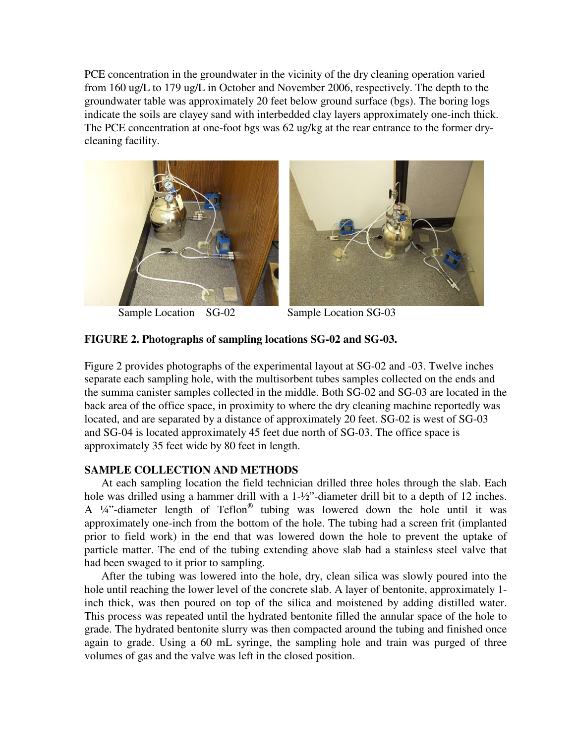PCE concentration in the groundwater in the vicinity of the dry cleaning operation varied from 160 ug/L to 179 ug/L in October and November 2006, respectively. The depth to the groundwater table was approximately 20 feet below ground surface (bgs). The boring logs indicate the soils are clayey sand with interbedded clay layers approximately one-inch thick. The PCE concentration at one-foot bgs was 62 ug/kg at the rear entrance to the former dry-cleaning facility.

Sample Location SG-02

Sample Location SG-03

**FIGURE 2. Photographs of sampling locations SG-02 and SG-03.**

Figure 2 provides photographs of the experimental layout at SG-02 and -03. Twelve inches separate each sampling hole, with the multisorbent tubes samples collected on the ends and the summa canister samples collected in the middle. Both SG-02 and SG-03 are located in the back area of the office space, in proximity to where the dry cleaning machine reportedly was located, and are separated by a distance of approximately 20 feet. SG-02 is west of SG-03 and SG-04 is located approximately 45 feet due north of SG-03. The office space is approximately 35 feet wide by 80 feet in length.

## SAMPLE COLLECTION AND METHODS

At each sampling location the field technician drilled three holes through the slab. Each hole was drilled using a hammer drill with a 1-½"-diameter drill bit to a depth of 12 inches. A ¼"-diameter length of Teflon® tubing was lowered down the hole until it was approximately one-inch from the bottom of the hole. The tubing had a screen frit (implanted prior to field work) in the end that was lowered down the hole to prevent the uptake of particle matter. The end of the tubing extending above slab had a stainless steel valve that had been swaged to it prior to sampling.

After the tubing was lowered into the hole, dry, clean silica was slowly poured into the hole until reaching the lower level of the concrete slab. A layer of bentonite, approximately 1-inch thick, was then poured on top of the silica and moistened by adding distilled water. This process was repeated until the hydrated bentonite filled the annular space of the hole to grade. The hydrated bentonite slurry was then compacted around the tubing and finished once again to grade. Using a 60 mL syringe, the sampling hole and train was purged of three volumes of gas and the valve was left in the closed position.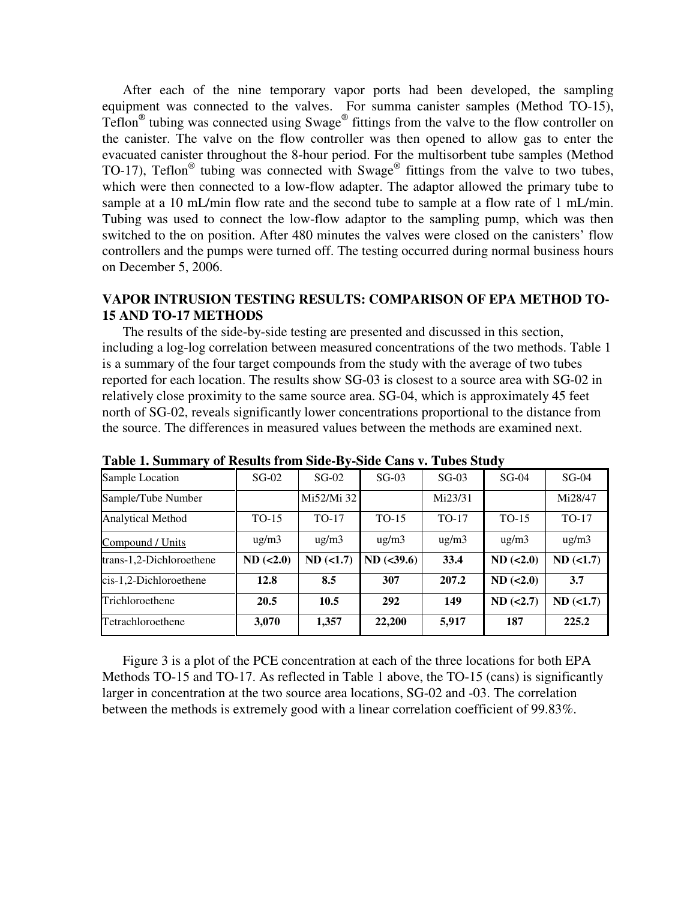After each of the nine temporary vapor ports had been developed, the sampling equipment was connected to the valves. For summa canister samples (Method TO-15), Teflon® tubing was connected using Swage® fittings from the valve to the flow controller on the canister. The valve on the flow controller was then opened to allow gas to enter the evacuated canister throughout the 8-hour period. For the multisorbent tube samples (Method TO-17), Teflon® tubing was connected with Swage® fittings from the valve to two tubes, which were then connected to a low-flow adapter. The adaptor allowed the primary tube to sample at a 10 mL/min flow rate and the second tube to sample at a flow rate of 1 mL/min. Tubing was used to connect the low-flow adaptor to the sampling pump, which was then switched to the on position. After 480 minutes the valves were closed on the canisters' flow controllers and the pumps were turned off. The testing occurred during normal business hours on December 5, 2006.

## VAPOR INTRUSION TESTING RESULTS: COMPARISON OF EPA METHOD TO-15 AND TO-17 METHODS

The results of the side-by-side testing are presented and discussed in this section, including a log-log correlation between measured concentrations of the two methods. Table 1 is a summary of the four target compounds from the study with the average of two tubes reported for each location. The results show SG-03 is closest to a source area with SG-02 in relatively close proximity to the same source area. SG-04, which is approximately 45 feet north of SG-02, reveals significantly lower concentrations proportional to the distance from the source. The differences in measured values between the methods are examined next.

**Table 1. Summary of Results from Side-By-Side Cans v. Tubes Study**

| Sample Location | SG-02 | SG-02 | SG-03 | SG-03 | SG-04 | SG-04 |
|---|---|---|---|---|---|---|
| Sample/Tube Number | | Mi52/Mi 32 | | Mi23/31 | | Mi28/47 |
| Analytical Method | TO-15 | TO-17 | TO-15 | TO-17 | TO-15 | TO-17 |
| Compound / Units | ug/m3 | ug/m3 | ug/m3 | ug/m3 | ug/m3 | ug/m3 |
| trans-1,2-Dichloroethene | **ND (<2.0)** | **ND (<1.7)** | **ND (<39.6)** | **33.4** | **ND (<2.0)** | **ND (<1.7)** |
| cis-1,2-Dichloroethene | **12.8** | **8.5** | **307** | **207.2** | **ND (<2.0)** | **3.7** |
| Trichloroethene | **20.5** | **10.5** | **292** | **149** | **ND (<2.7)** | **ND (<1.7)** |
| Tetrachloroethene | **3,070** | **1,357** | **22,200** | **5,917** | **187** | **225.2** |

Figure 3 is a plot of the PCE concentration at each of the three locations for both EPA Methods TO-15 and TO-17. As reflected in Table 1 above, the TO-15 (cans) is significantly larger in concentration at the two source area locations, SG-02 and -03. The correlation between the methods is extremely good with a linear correlation coefficient of 99.83%.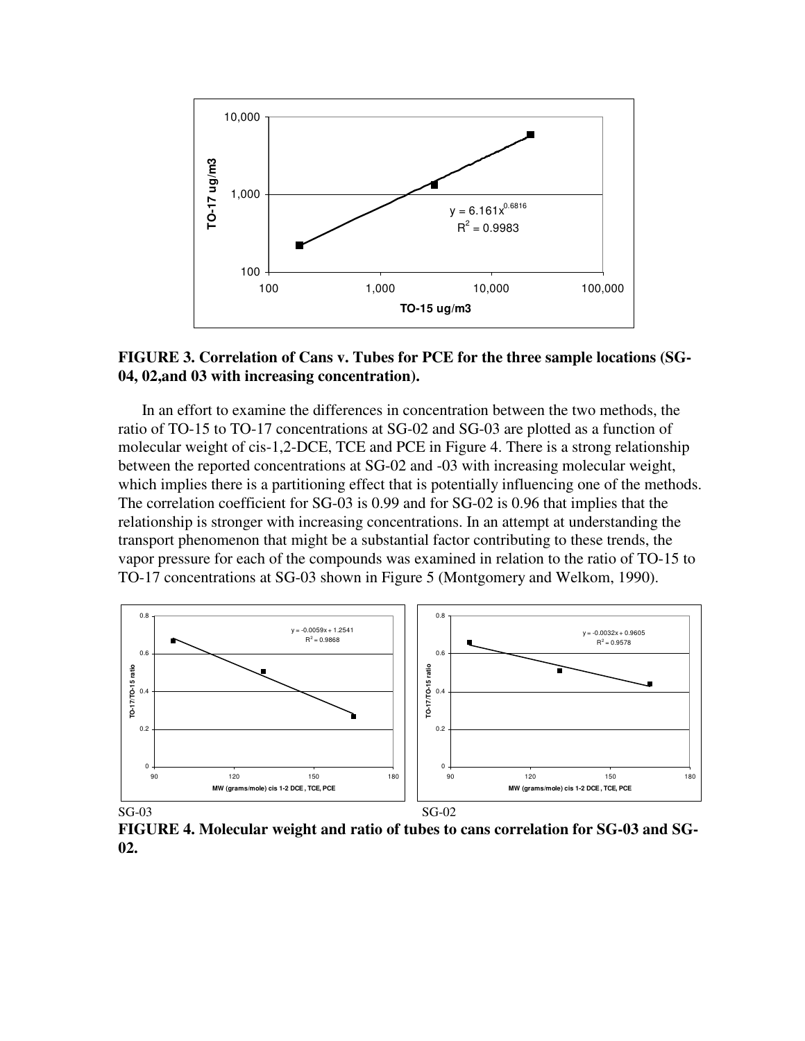10,000

1,000

100

TO-17 ug/m3

100

1,000

10,000

100,000

TO-15 ug/m3

$y = 6.161x^{0.6816}$

$R^2 = 0.9983$

**FIGURE 3. Correlation of Cans v. Tubes for PCE for the three sample locations (SG-04, 02,and 03 with increasing concentration).**

In an effort to examine the differences in concentration between the two methods, the ratio of TO-15 to TO-17 concentrations at SG-02 and SG-03 are plotted as a function of molecular weight of cis-1,2-DCE, TCE and PCE in Figure 4. There is a strong relationship between the reported concentrations at SG-02 and -03 with increasing molecular weight, which implies there is a partitioning effect that is potentially influencing one of the methods. The correlation coefficient for SG-03 is 0.99 and for SG-02 is 0.96 that implies that the relationship is stronger with increasing concentrations. In an attempt at understanding the transport phenomenon that might be a substantial factor contributing to these trends, the vapor pressure for each of the compounds was examined in relation to the ratio of TO-15 to TO-17 concentrations at SG-03 shown in Figure 5 (Montgomery and Welkom, 1990).

TO-17/TO-15 ratio

0.8

0.6

0.4

0.2

0

90

120

150

180

MW (grams/mole) cis 1-2 DCE , TCE, PCE

$y = -0.0059x + 1.2541$

$R^2 = 0.9868$

SG-03

TO-17/TO-15 ratio

0.8

0.6

0.4

0.2

0

90

120

150

180

MW (grams/mole) cis 1-2 DCE , TCE, PCE

$y = -0.0032x + 0.9605$

$R^2 = 0.9578$

SG-02

**FIGURE 4. Molecular weight and ratio of tubes to cans correlation for SG-03 and SG-02.**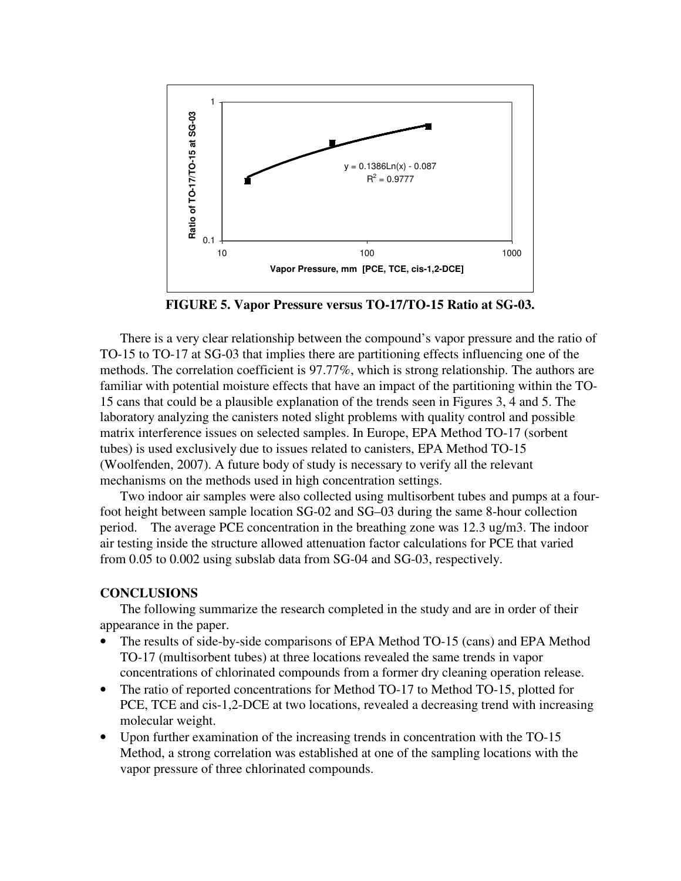Ratio of TO-17/TO-15 at SG-03

1

0.1

10

100

1000

Vapor Pressure, mm [PCE, TCE, cis-1,2-DCE]

y = 0.1386Ln(x) - 0.087

$R^2 = 0.9777$

**FIGURE 5. Vapor Pressure versus TO-17/TO-15 Ratio at SG-03.**

There is a very clear relationship between the compound's vapor pressure and the ratio of TO-15 to TO-17 at SG-03 that implies there are partitioning effects influencing one of the methods. The correlation coefficient is 97.77%, which is strong relationship. The authors are familiar with potential moisture effects that have an impact of the partitioning within the TO-15 cans that could be a plausible explanation of the trends seen in Figures 3, 4 and 5. The laboratory analyzing the canisters noted slight problems with quality control and possible matrix interference issues on selected samples. In Europe, EPA Method TO-17 (sorbent tubes) is used exclusively due to issues related to canisters, EPA Method TO-15 (Woolfenden, 2007). A future body of study is necessary to verify all the relevant mechanisms on the methods used in high concentration settings.

Two indoor air samples were also collected using multisorbent tubes and pumps at a four-foot height between sample location SG-02 and SG–03 during the same 8-hour collection period. The average PCE concentration in the breathing zone was 12.3 ug/m3. The indoor air testing inside the structure allowed attenuation factor calculations for PCE that varied from 0.05 to 0.002 using subslab data from SG-04 and SG-03, respectively.

## CONCLUSIONS

The following summarize the research completed in the study and are in order of their appearance in the paper.

- The results of side-by-side comparisons of EPA Method TO-15 (cans) and EPA Method TO-17 (multisorbent tubes) at three locations revealed the same trends in vapor concentrations of chlorinated compounds from a former dry cleaning operation release.
- The ratio of reported concentrations for Method TO-17 to Method TO-15, plotted for PCE, TCE and cis-1,2-DCE at two locations, revealed a decreasing trend with increasing molecular weight.
- Upon further examination of the increasing trends in concentration with the TO-15 Method, a strong correlation was established at one of the sampling locations with the vapor pressure of three chlorinated compounds.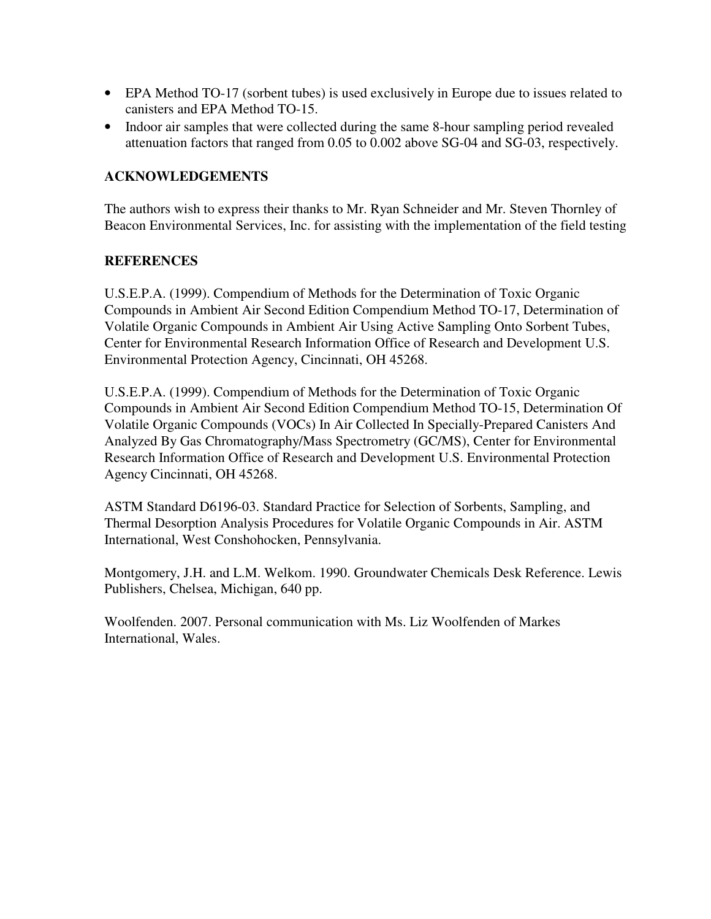- EPA Method TO-17 (sorbent tubes) is used exclusively in Europe due to issues related to canisters and EPA Method TO-15.
- Indoor air samples that were collected during the same 8-hour sampling period revealed attenuation factors that ranged from 0.05 to 0.002 above SG-04 and SG-03, respectively.

## ACKNOWLEDGEMENTS

The authors wish to express their thanks to Mr. Ryan Schneider and Mr. Steven Thornley of Beacon Environmental Services, Inc. for assisting with the implementation of the field testing

## REFERENCES

U.S.E.P.A. (1999). Compendium of Methods for the Determination of Toxic Organic Compounds in Ambient Air Second Edition Compendium Method TO-17, Determination of Volatile Organic Compounds in Ambient Air Using Active Sampling Onto Sorbent Tubes, Center for Environmental Research Information Office of Research and Development U.S. Environmental Protection Agency, Cincinnati, OH 45268.

U.S.E.P.A. (1999). Compendium of Methods for the Determination of Toxic Organic Compounds in Ambient Air Second Edition Compendium Method TO-15, Determination Of Volatile Organic Compounds (VOCs) In Air Collected In Specially-Prepared Canisters And Analyzed By Gas Chromatography/Mass Spectrometry (GC/MS), Center for Environmental Research Information Office of Research and Development U.S. Environmental Protection Agency Cincinnati, OH 45268.

ASTM Standard D6196-03. Standard Practice for Selection of Sorbents, Sampling, and Thermal Desorption Analysis Procedures for Volatile Organic Compounds in Air. ASTM International, West Conshohocken, Pennsylvania.

Montgomery, J.H. and L.M. Welkom. 1990. Groundwater Chemicals Desk Reference. Lewis Publishers, Chelsea, Michigan, 640 pp.

Woolfenden. 2007. Personal communication with Ms. Liz Woolfenden of Markes International, Wales.